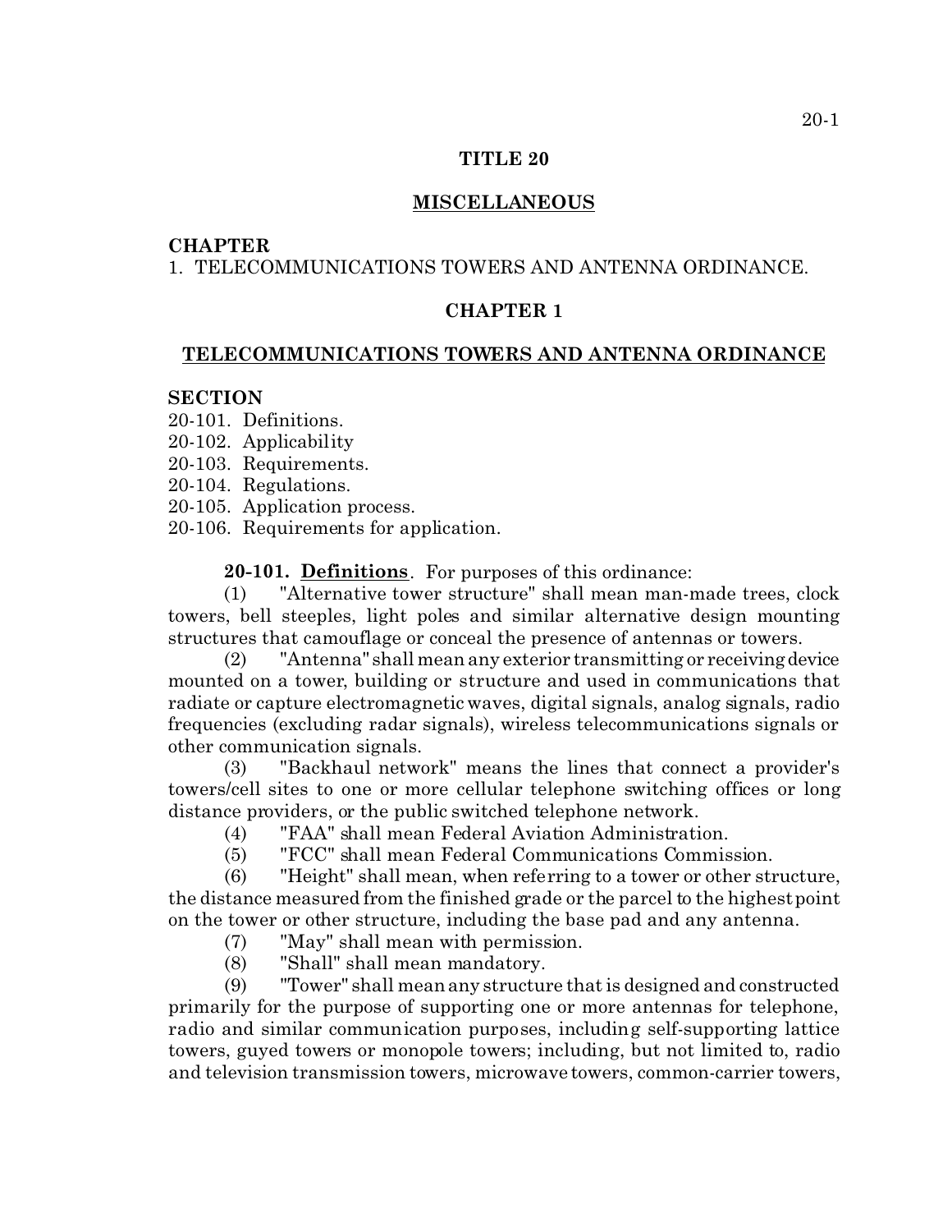# TITLE 20

## MISCELLANEOUS

**CHAPTER**

1. TELECOMMUNICATIONS TOWERS AND ANTENNA ORDINANCE.

## CHAPTER 1

## TELECOMMUNICATIONS TOWERS AND ANTENNA ORDINANCE

**SECTION**

20-101. Definitions.
20-102. Applicability
20-103. Requirements.
20-104. Regulations.
20-105. Application process.
20-106. Requirements for application.

**20-101. Definitions**. For purposes of this ordinance:

(1) "Alternative tower structure" shall mean man-made trees, clock towers, bell steeples, light poles and similar alternative design mounting structures that camouflage or conceal the presence of antennas or towers.

(2) "Antenna" shall mean any exterior transmitting or receiving device mounted on a tower, building or structure and used in communications that radiate or capture electromagnetic waves, digital signals, analog signals, radio frequencies (excluding radar signals), wireless telecommunications signals or other communication signals.

(3) "Backhaul network" means the lines that connect a provider's towers/cell sites to one or more cellular telephone switching offices or long distance providers, or the public switched telephone network.

(4) "FAA" shall mean Federal Aviation Administration.

(5) "FCC" shall mean Federal Communications Commission.

(6) "Height" shall mean, when referring to a tower or other structure, the distance measured from the finished grade or the parcel to the highest point on the tower or other structure, including the base pad and any antenna.

(7) "May" shall mean with permission.

(8) "Shall" shall mean mandatory.

(9) "Tower" shall mean any structure that is designed and constructed primarily for the purpose of supporting one or more antennas for telephone, radio and similar communication purposes, including self-supporting lattice towers, guyed towers or monopole towers; including, but not limited to, radio and television transmission towers, microwave towers, common-carrier towers,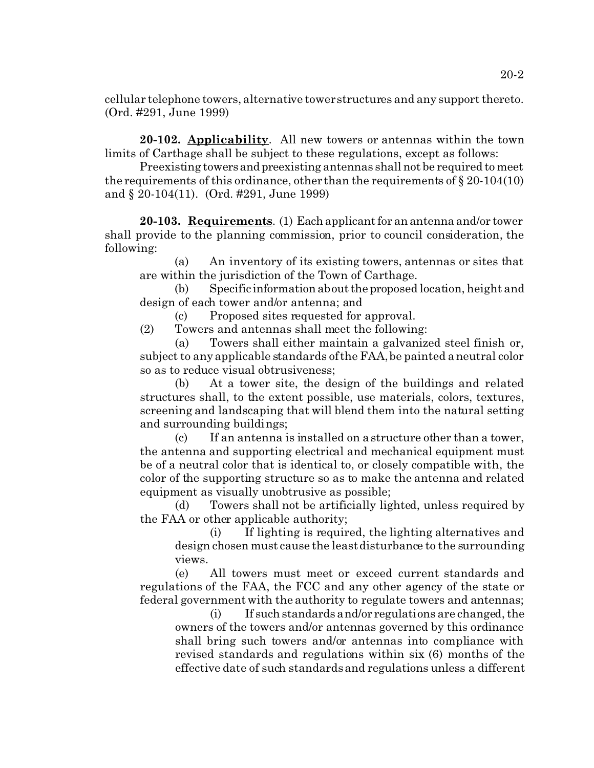cellular telephone towers, alternative tower structures and any support thereto. (Ord. #291, June 1999)

**20-102. Applicability**. All new towers or antennas within the town limits of Carthage shall be subject to these regulations, except as follows:

Preexisting towers and preexisting antennas shall not be required to meet the requirements of this ordinance, other than the requirements of § 20-104(10) and § 20-104(11). (Ord. #291, June 1999)

**20-103. Requirements**. (1) Each applicant for an antenna and/or tower shall provide to the planning commission, prior to council consideration, the following:

(a) An inventory of its existing towers, antennas or sites that are within the jurisdiction of the Town of Carthage.

(b) Specific information about the proposed location, height and design of each tower and/or antenna; and

(c) Proposed sites requested for approval.

(2) Towers and antennas shall meet the following:

(a) Towers shall either maintain a galvanized steel finish or, subject to any applicable standards of the FAA, be painted a neutral color so as to reduce visual obtrusiveness;

(b) At a tower site, the design of the buildings and related structures shall, to the extent possible, use materials, colors, textures, screening and landscaping that will blend them into the natural setting and surrounding buildings;

(c) If an antenna is installed on a structure other than a tower, the antenna and supporting electrical and mechanical equipment must be of a neutral color that is identical to, or closely compatible with, the color of the supporting structure so as to make the antenna and related equipment as visually unobtrusive as possible;

(d) Towers shall not be artificially lighted, unless required by the FAA or other applicable authority;

(i) If lighting is required, the lighting alternatives and design chosen must cause the least disturbance to the surrounding views.

(e) All towers must meet or exceed current standards and regulations of the FAA, the FCC and any other agency of the state or federal government with the authority to regulate towers and antennas;

(i) If such standards and/or regulations are changed, the owners of the towers and/or antennas governed by this ordinance shall bring such towers and/or antennas into compliance with revised standards and regulations within six (6) months of the effective date of such standards and regulations unless a different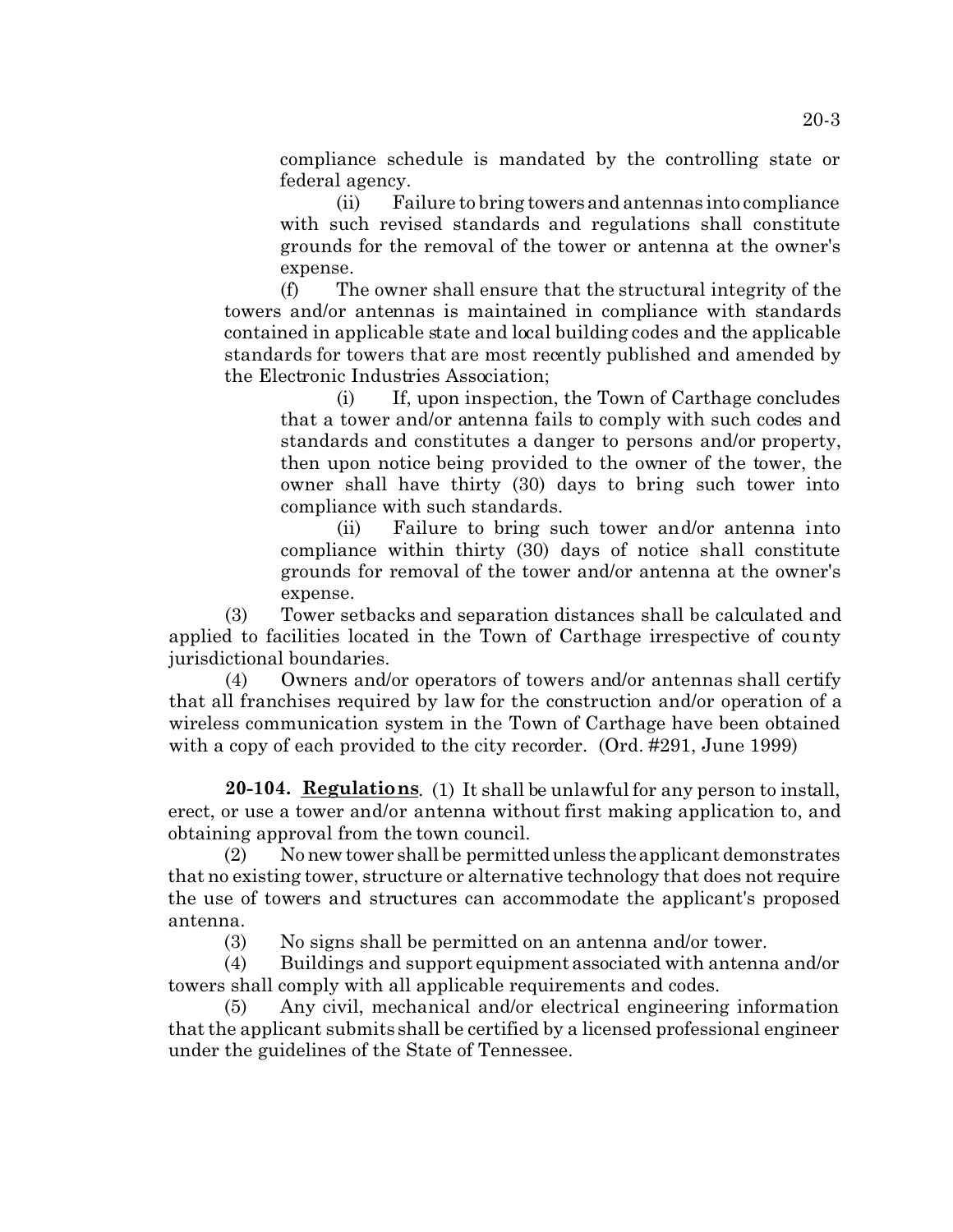compliance schedule is mandated by the controlling state or federal agency.

(ii) Failure to bring towers and antennas into compliance with such revised standards and regulations shall constitute grounds for the removal of the tower or antenna at the owner's expense.

(f) The owner shall ensure that the structural integrity of the towers and/or antennas is maintained in compliance with standards contained in applicable state and local building codes and the applicable standards for towers that are most recently published and amended by the Electronic Industries Association;

(i) If, upon inspection, the Town of Carthage concludes that a tower and/or antenna fails to comply with such codes and standards and constitutes a danger to persons and/or property, then upon notice being provided to the owner of the tower, the owner shall have thirty (30) days to bring such tower into compliance with such standards.

(ii) Failure to bring such tower and/or antenna into compliance within thirty (30) days of notice shall constitute grounds for removal of the tower and/or antenna at the owner's expense.

(3) Tower setbacks and separation distances shall be calculated and applied to facilities located in the Town of Carthage irrespective of county jurisdictional boundaries.

(4) Owners and/or operators of towers and/or antennas shall certify that all franchises required by law for the construction and/or operation of a wireless communication system in the Town of Carthage have been obtained with a copy of each provided to the city recorder. (Ord. #291, June 1999)

**20-104. Regulations**. (1) It shall be unlawful for any person to install, erect, or use a tower and/or antenna without first making application to, and obtaining approval from the town council.

(2) No new tower shall be permitted unless the applicant demonstrates that no existing tower, structure or alternative technology that does not require the use of towers and structures can accommodate the applicant's proposed antenna.

(3) No signs shall be permitted on an antenna and/or tower.

(4) Buildings and support equipment associated with antenna and/or towers shall comply with all applicable requirements and codes.

(5) Any civil, mechanical and/or electrical engineering information that the applicant submits shall be certified by a licensed professional engineer under the guidelines of the State of Tennessee.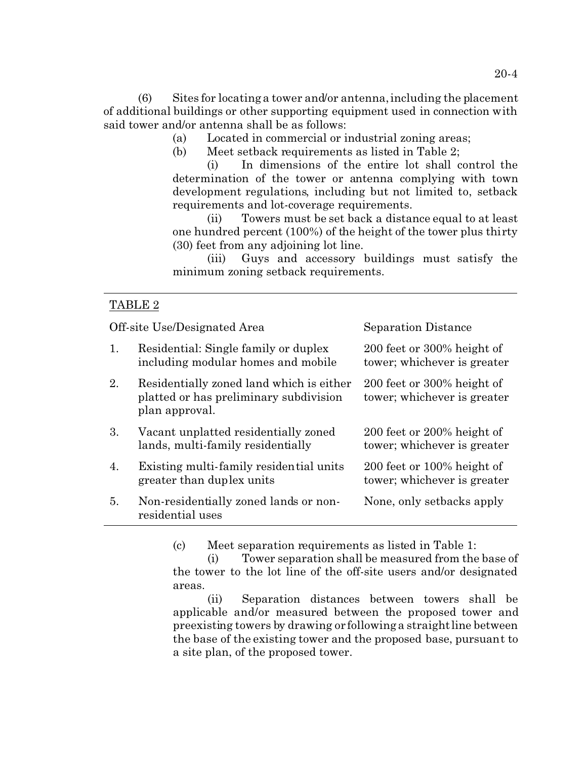(6) Sites for locating a tower and/or antenna, including the placement of additional buildings or other supporting equipment used in connection with said tower and/or antenna shall be as follows:

(a) Located in commercial or industrial zoning areas;

(b) Meet setback requirements as listed in Table 2;

(i) In dimensions of the entire lot shall control the determination of the tower or antenna complying with town development regulations, including but not limited to, setback requirements and lot-coverage requirements.

(ii) Towers must be set back a distance equal to at least one hundred percent (100%) of the height of the tower plus thirty (30) feet from any adjoining lot line.

(iii) Guys and accessory buildings must satisfy the minimum zoning setback requirements.

TABLE 2

| | Off-site Use/Designated Area | Separation Distance |
|---|---|---|
| 1. | Residential: Single family or duplex including modular homes and mobile | 200 feet or 300% height of tower; whichever is greater |
| 2. | Residentially zoned land which is either platted or has preliminary subdivision plan approval. | 200 feet or 300% height of tower; whichever is greater |
| 3. | Vacant unplatted residentially zoned lands, multi-family residentially | 200 feet or 200% height of tower; whichever is greater |
| 4. | Existing multi-family residential units greater than duplex units | 200 feet or 100% height of tower; whichever is greater |
| 5. | Non-residentially zoned lands or non-residential uses | None, only setbacks apply |

(c) Meet separation requirements as listed in Table 1:

(i) Tower separation shall be measured from the base of the tower to the lot line of the off-site users and/or designated areas.

(ii) Separation distances between towers shall be applicable and/or measured between the proposed tower and preexisting towers by drawing or following a straight line between the base of the existing tower and the proposed base, pursuant to a site plan, of the proposed tower.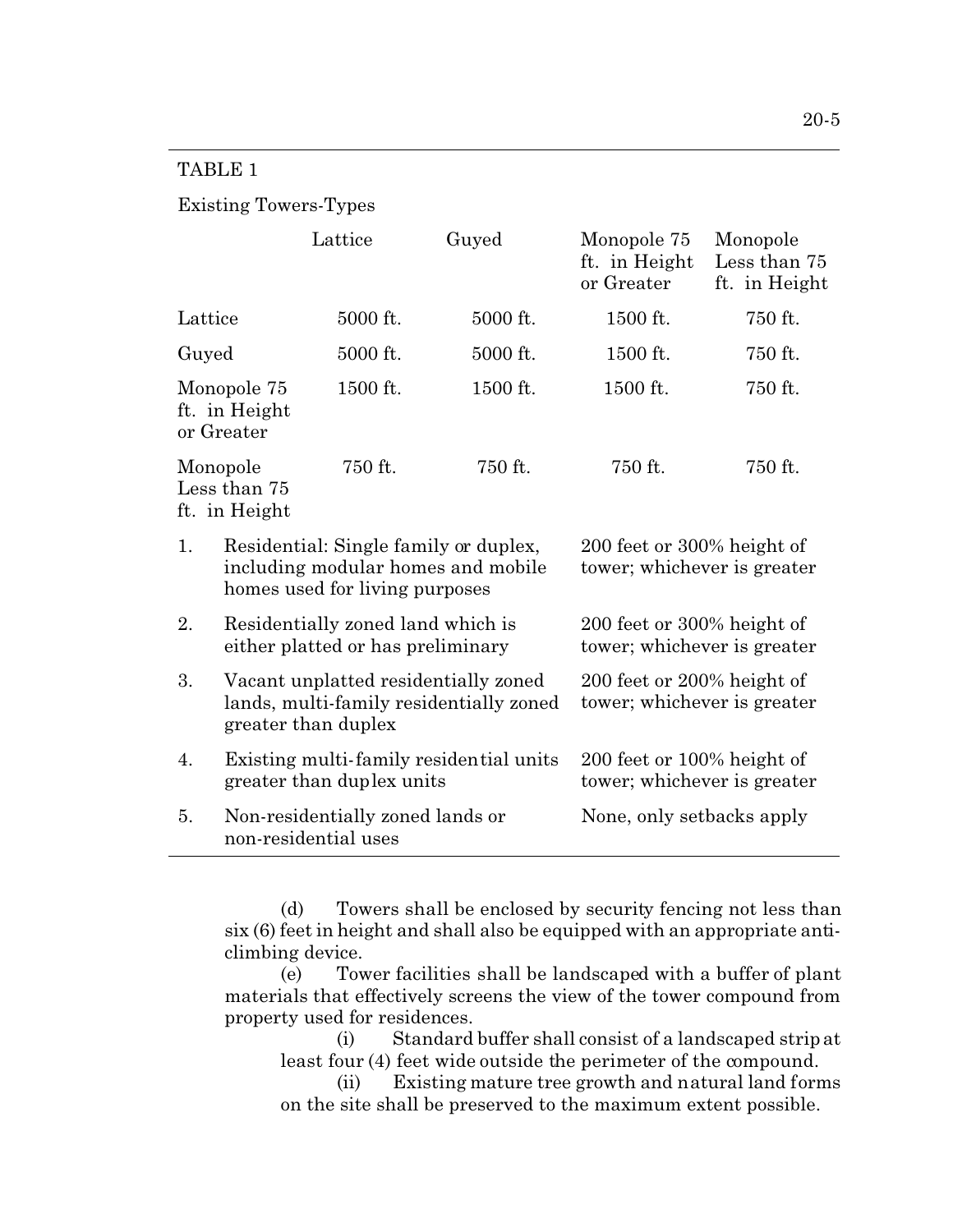TABLE 1

Existing Towers-Types

| | Lattice | Guyed | Monopole 75 ft. in Height or Greater | Monopole Less than 75 ft. in Height |
|---|---|---|---|---|
| Lattice | 5000 ft. | 5000 ft. | 1500 ft. | 750 ft. |
| Guyed | 5000 ft. | 5000 ft. | 1500 ft. | 750 ft. |
| Monopole 75 ft. in Height or Greater | 1500 ft. | 1500 ft. | 1500 ft. | 750 ft. |
| Monopole Less than 75 ft. in Height | 750 ft. | 750 ft. | 750 ft. | 750 ft. |

| | | |
|---|---|---|
| 1. | Residential: Single family or duplex, including modular homes and mobile homes used for living purposes | 200 feet or 300% height of tower; whichever is greater |
| 2. | Residentially zoned land which is either platted or has preliminary | 200 feet or 300% height of tower; whichever is greater |
| 3. | Vacant unplatted residentially zoned lands, multi-family residentially zoned greater than duplex | 200 feet or 200% height of tower; whichever is greater |
| 4. | Existing multi-family residential units greater than duplex units | 200 feet or 100% height of tower; whichever is greater |
| 5. | Non-residentially zoned lands or non-residential uses | None, only setbacks apply |

(d) Towers shall be enclosed by security fencing not less than six (6) feet in height and shall also be equipped with an appropriate anti-climbing device.

(e) Tower facilities shall be landscaped with a buffer of plant materials that effectively screens the view of the tower compound from property used for residences.

(i) Standard buffer shall consist of a landscaped strip at least four (4) feet wide outside the perimeter of the compound.

(ii) Existing mature tree growth and natural land forms on the site shall be preserved to the maximum extent possible.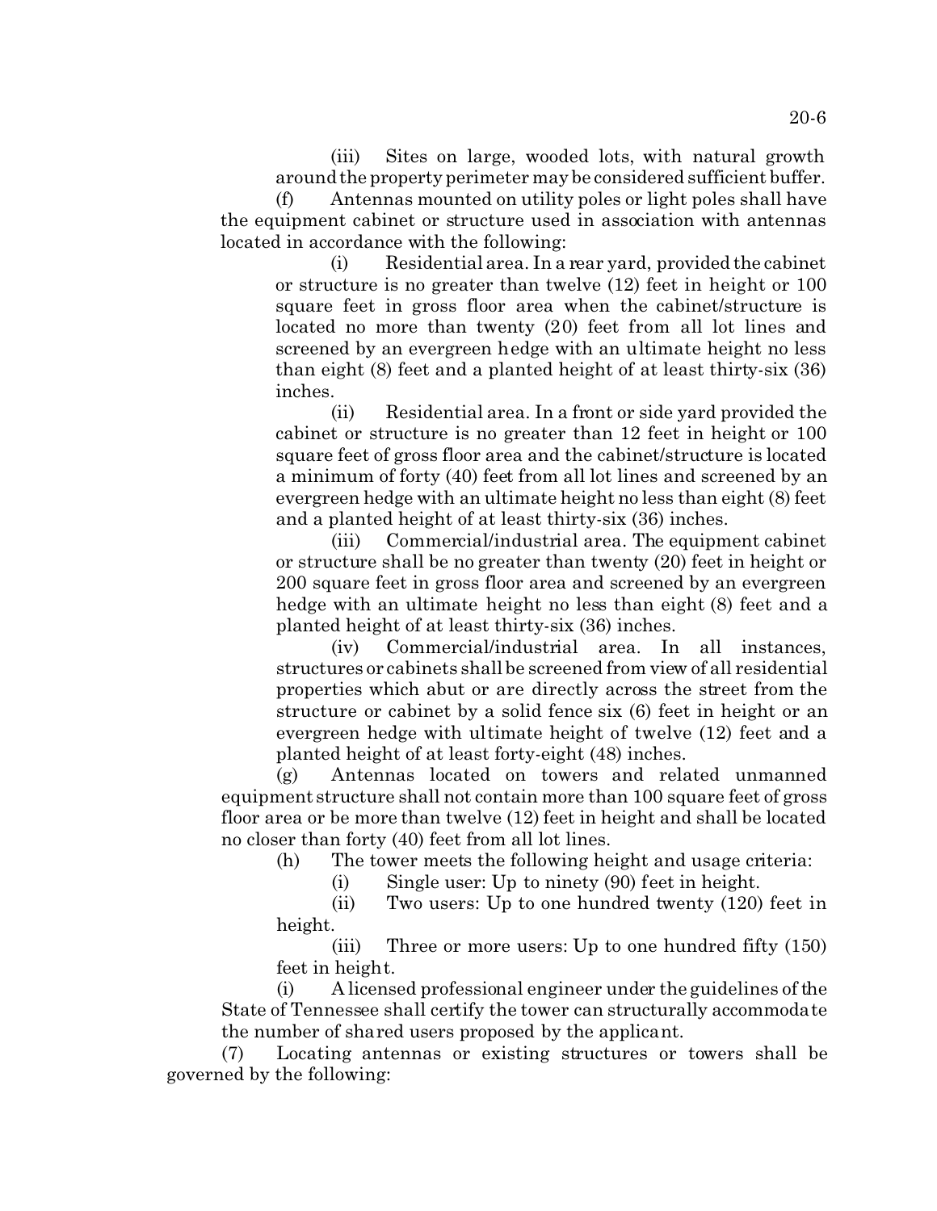(iii) Sites on large, wooded lots, with natural growth around the property perimeter may be considered sufficient buffer.

(f) Antennas mounted on utility poles or light poles shall have the equipment cabinet or structure used in association with antennas located in accordance with the following:

(i) Residential area. In a rear yard, provided the cabinet or structure is no greater than twelve (12) feet in height or 100 square feet in gross floor area when the cabinet/structure is located no more than twenty (20) feet from all lot lines and screened by an evergreen hedge with an ultimate height no less than eight (8) feet and a planted height of at least thirty-six (36) inches.

(ii) Residential area. In a front or side yard provided the cabinet or structure is no greater than 12 feet in height or 100 square feet of gross floor area and the cabinet/structure is located a minimum of forty (40) feet from all lot lines and screened by an evergreen hedge with an ultimate height no less than eight (8) feet and a planted height of at least thirty-six (36) inches.

(iii) Commercial/industrial area. The equipment cabinet or structure shall be no greater than twenty (20) feet in height or 200 square feet in gross floor area and screened by an evergreen hedge with an ultimate height no less than eight (8) feet and a planted height of at least thirty-six (36) inches.

(iv) Commercial/industrial area. In all instances, structures or cabinets shall be screened from view of all residential properties which abut or are directly across the street from the structure or cabinet by a solid fence six (6) feet in height or an evergreen hedge with ultimate height of twelve (12) feet and a planted height of at least forty-eight (48) inches.

(g) Antennas located on towers and related unmanned equipment structure shall not contain more than 100 square feet of gross floor area or be more than twelve (12) feet in height and shall be located no closer than forty (40) feet from all lot lines.

(h) The tower meets the following height and usage criteria:

(i) Single user: Up to ninety (90) feet in height.

(ii) Two users: Up to one hundred twenty (120) feet in height.

(iii) Three or more users: Up to one hundred fifty (150) feet in height.

(i) A licensed professional engineer under the guidelines of the State of Tennessee shall certify the tower can structurally accommodate the number of shared users proposed by the applicant.

(7) Locating antennas or existing structures or towers shall be governed by the following: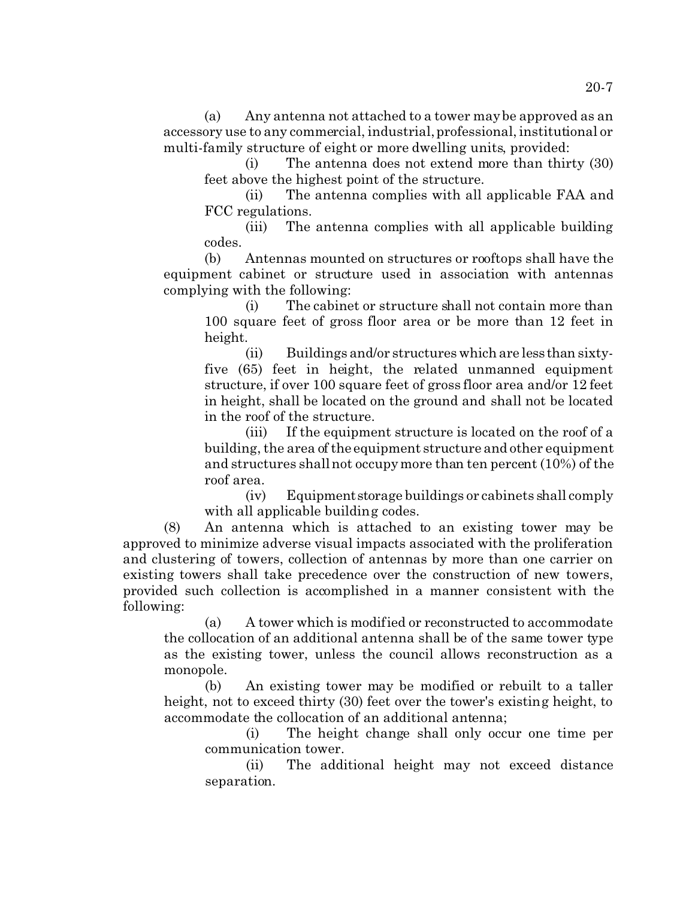(a) Any antenna not attached to a tower may be approved as an accessory use to any commercial, industrial, professional, institutional or multi-family structure of eight or more dwelling units, provided:

(i) The antenna does not extend more than thirty (30) feet above the highest point of the structure.

(ii) The antenna complies with all applicable FAA and FCC regulations.

(iii) The antenna complies with all applicable building codes.

(b) Antennas mounted on structures or rooftops shall have the equipment cabinet or structure used in association with antennas complying with the following:

(i) The cabinet or structure shall not contain more than 100 square feet of gross floor area or be more than 12 feet in height.

(ii) Buildings and/or structures which are less than sixty-five (65) feet in height, the related unmanned equipment structure, if over 100 square feet of gross floor area and/or 12 feet in height, shall be located on the ground and shall not be located in the roof of the structure.

(iii) If the equipment structure is located on the roof of a building, the area of the equipment structure and other equipment and structures shall not occupy more than ten percent (10%) of the roof area.

(iv) Equipment storage buildings or cabinets shall comply with all applicable building codes.

(8) An antenna which is attached to an existing tower may be approved to minimize adverse visual impacts associated with the proliferation and clustering of towers, collection of antennas by more than one carrier on existing towers shall take precedence over the construction of new towers, provided such collection is accomplished in a manner consistent with the following:

(a) A tower which is modified or reconstructed to accommodate the collocation of an additional antenna shall be of the same tower type as the existing tower, unless the council allows reconstruction as a monopole.

(b) An existing tower may be modified or rebuilt to a taller height, not to exceed thirty (30) feet over the tower's existing height, to accommodate the collocation of an additional antenna;

(i) The height change shall only occur one time per communication tower.

(ii) The additional height may not exceed distance separation.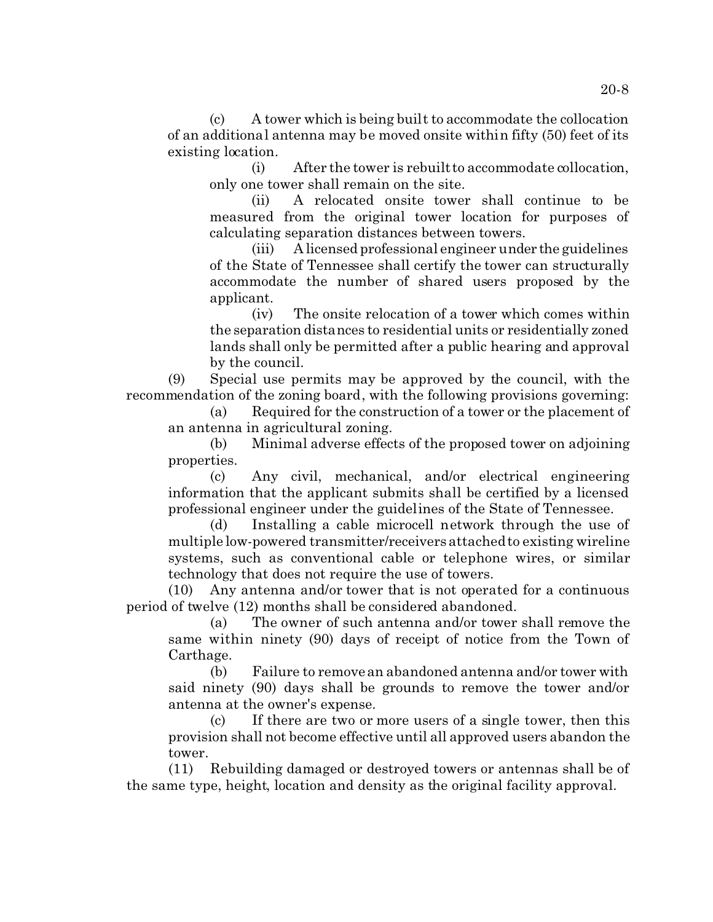(c) A tower which is being built to accommodate the collocation of an additional antenna may be moved onsite within fifty (50) feet of its existing location.

(i) After the tower is rebuilt to accommodate collocation, only one tower shall remain on the site.

(ii) A relocated onsite tower shall continue to be measured from the original tower location for purposes of calculating separation distances between towers.

(iii) A licensed professional engineer under the guidelines of the State of Tennessee shall certify the tower can structurally accommodate the number of shared users proposed by the applicant.

(iv) The onsite relocation of a tower which comes within the separation distances to residential units or residentially zoned lands shall only be permitted after a public hearing and approval by the council.

(9) Special use permits may be approved by the council, with the recommendation of the zoning board, with the following provisions governing:

(a) Required for the construction of a tower or the placement of an antenna in agricultural zoning.

(b) Minimal adverse effects of the proposed tower on adjoining properties.

(c) Any civil, mechanical, and/or electrical engineering information that the applicant submits shall be certified by a licensed professional engineer under the guidelines of the State of Tennessee.

(d) Installing a cable microcell network through the use of multiple low-powered transmitter/receivers attached to existing wireline systems, such as conventional cable or telephone wires, or similar technology that does not require the use of towers.

(10) Any antenna and/or tower that is not operated for a continuous period of twelve (12) months shall be considered abandoned.

(a) The owner of such antenna and/or tower shall remove the same within ninety (90) days of receipt of notice from the Town of Carthage.

(b) Failure to remove an abandoned antenna and/or tower with said ninety (90) days shall be grounds to remove the tower and/or antenna at the owner's expense.

(c) If there are two or more users of a single tower, then this provision shall not become effective until all approved users abandon the tower.

(11) Rebuilding damaged or destroyed towers or antennas shall be of the same type, height, location and density as the original facility approval.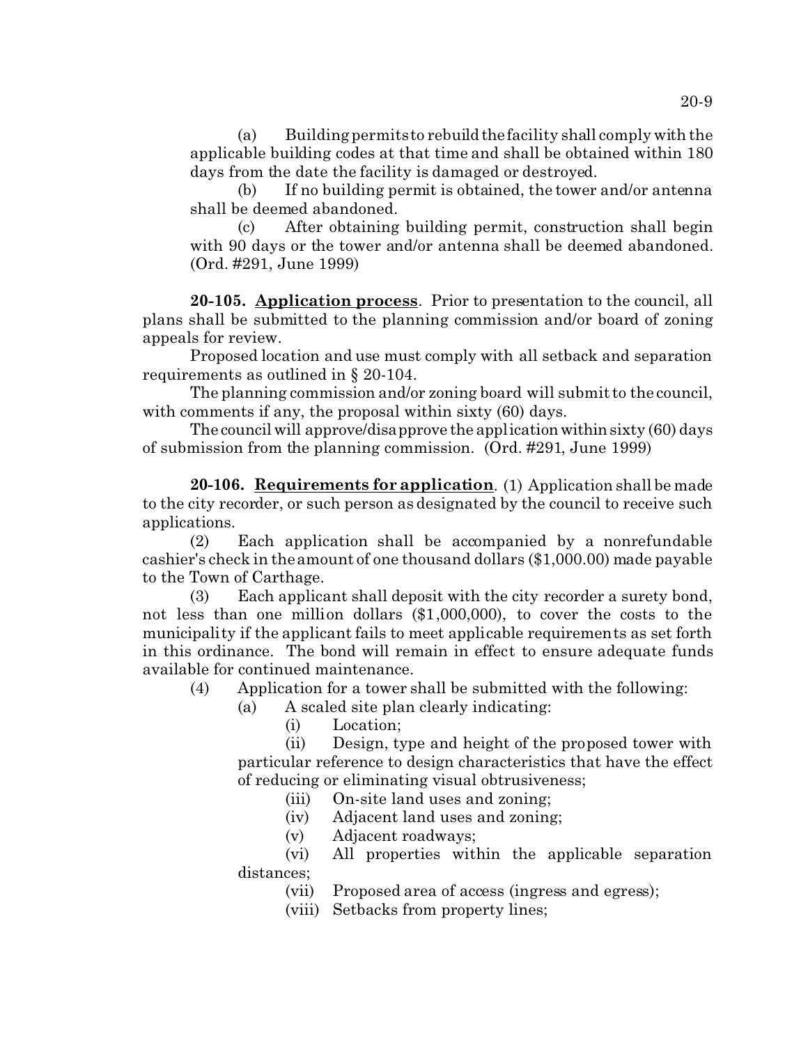(a) Building permits to rebuild the facility shall comply with the applicable building codes at that time and shall be obtained within 180 days from the date the facility is damaged or destroyed.

(b) If no building permit is obtained, the tower and/or antenna shall be deemed abandoned.

(c) After obtaining building permit, construction shall begin with 90 days or the tower and/or antenna shall be deemed abandoned. (Ord. #291, June 1999)

**20-105. Application process**. Prior to presentation to the council, all plans shall be submitted to the planning commission and/or board of zoning appeals for review.

Proposed location and use must comply with all setback and separation requirements as outlined in § 20-104.

The planning commission and/or zoning board will submit to the council, with comments if any, the proposal within sixty (60) days.

The council will approve/disapprove the application within sixty (60) days of submission from the planning commission. (Ord. #291, June 1999)

**20-106. Requirements for application**. (1) Application shall be made to the city recorder, or such person as designated by the council to receive such applications.

(2) Each application shall be accompanied by a nonrefundable cashier's check in the amount of one thousand dollars ($1,000.00) made payable to the Town of Carthage.

(3) Each applicant shall deposit with the city recorder a surety bond, not less than one million dollars ($1,000,000), to cover the costs to the municipality if the applicant fails to meet applicable requirements as set forth in this ordinance. The bond will remain in effect to ensure adequate funds available for continued maintenance.

(4) Application for a tower shall be submitted with the following:

(a) A scaled site plan clearly indicating:

(i) Location;

(ii) Design, type and height of the proposed tower with particular reference to design characteristics that have the effect of reducing or eliminating visual obtrusiveness;

(iii) On-site land uses and zoning;

(iv) Adjacent land uses and zoning;

(v) Adjacent roadways;

(vi) All properties within the applicable separation distances;

(vii) Proposed area of access (ingress and egress);

(viii) Setbacks from property lines;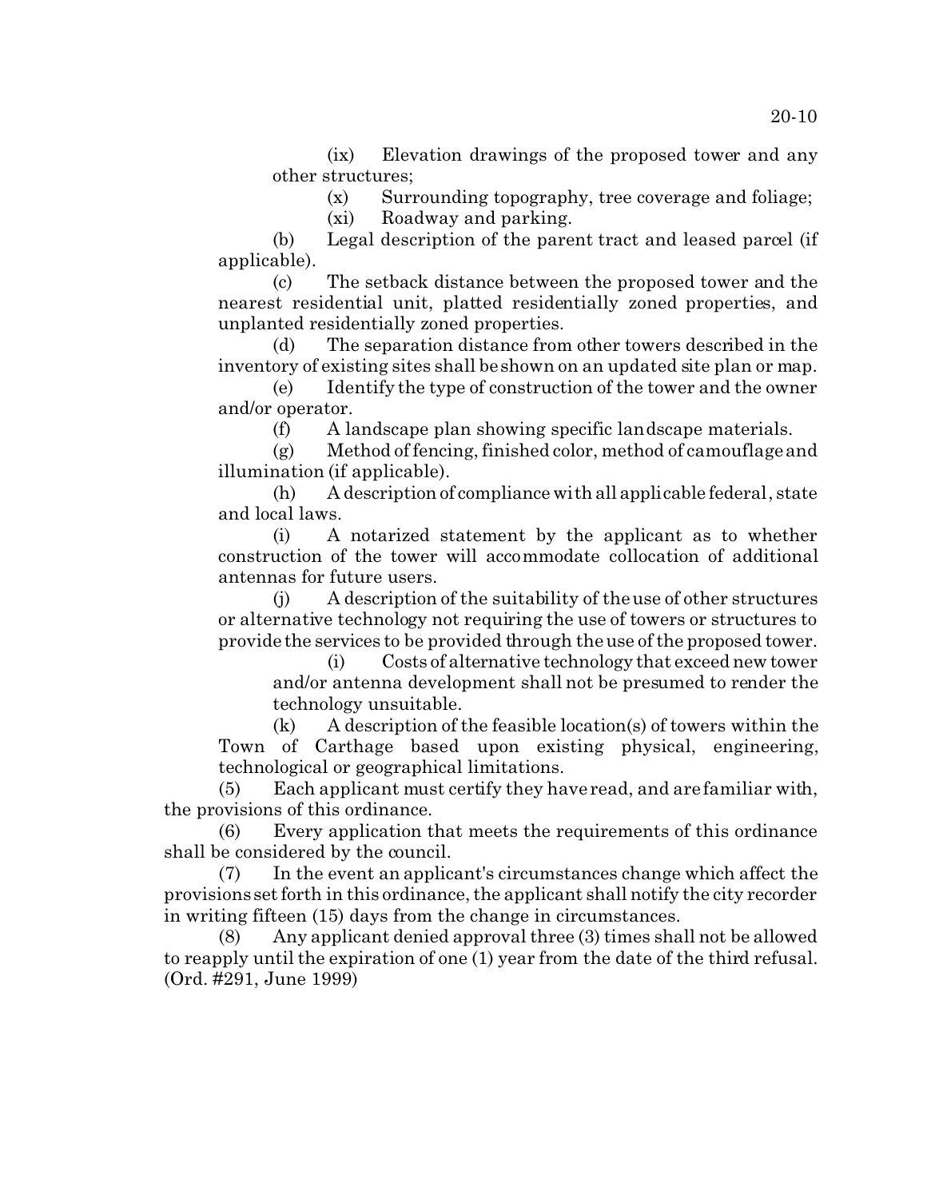(ix) Elevation drawings of the proposed tower and any other structures;

(x) Surrounding topography, tree coverage and foliage;

(xi) Roadway and parking.

(b) Legal description of the parent tract and leased parcel (if applicable).

(c) The setback distance between the proposed tower and the nearest residential unit, platted residentially zoned properties, and unplanted residentially zoned properties.

(d) The separation distance from other towers described in the inventory of existing sites shall be shown on an updated site plan or map.

(e) Identify the type of construction of the tower and the owner and/or operator.

(f) A landscape plan showing specific landscape materials.

(g) Method of fencing, finished color, method of camouflage and illumination (if applicable).

(h) A description of compliance with all applicable federal, state and local laws.

(i) A notarized statement by the applicant as to whether construction of the tower will accommodate collocation of additional antennas for future users.

(j) A description of the suitability of the use of other structures or alternative technology not requiring the use of towers or structures to provide the services to be provided through the use of the proposed tower.

(i) Costs of alternative technology that exceed new tower and/or antenna development shall not be presumed to render the technology unsuitable.

(k) A description of the feasible location(s) of towers within the Town of Carthage based upon existing physical, engineering, technological or geographical limitations.

(5) Each applicant must certify they have read, and are familiar with, the provisions of this ordinance.

(6) Every application that meets the requirements of this ordinance shall be considered by the council.

(7) In the event an applicant's circumstances change which affect the provisions set forth in this ordinance, the applicant shall notify the city recorder in writing fifteen (15) days from the change in circumstances.

(8) Any applicant denied approval three (3) times shall not be allowed to reapply until the expiration of one (1) year from the date of the third refusal. (Ord. #291, June 1999)